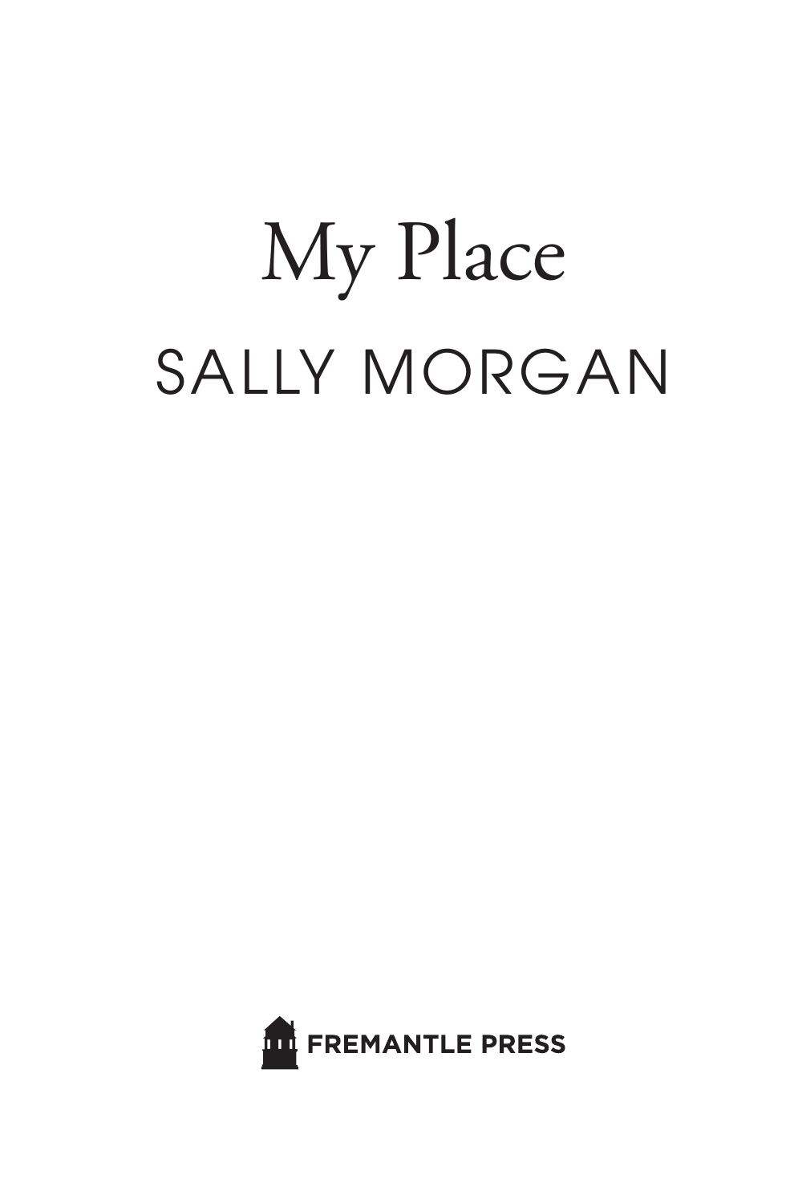# My Place

## SALLY MORGAN

FREMANTLE PRESS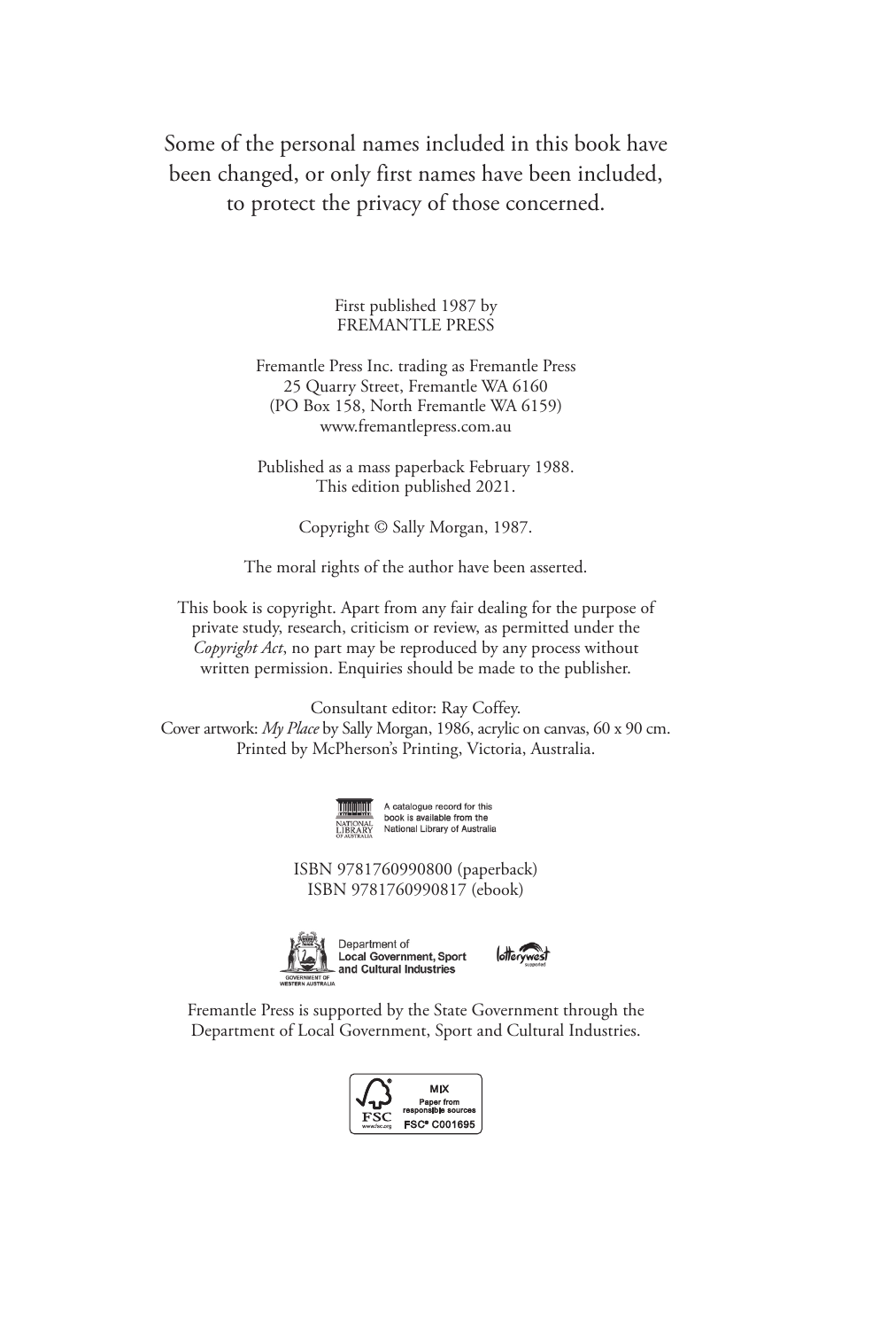Some of the personal names included in this book have been changed, or only first names have been included, to protect the privacy of those concerned.

First published 1987 by
FREMANTLE PRESS

Fremantle Press Inc. trading as Fremantle Press
25 Quarry Street, Fremantle WA 6160
(PO Box 158, North Fremantle WA 6159)
www.fremantlepress.com.au

Published as a mass paperback February 1988.
This edition published 2021.

Copyright © Sally Morgan, 1987.

The moral rights of the author have been asserted.

This book is copyright. Apart from any fair dealing for the purpose of private study, research, criticism or review, as permitted under the *Copyright Act*, no part may be reproduced by any process without written permission. Enquiries should be made to the publisher.

Consultant editor: Ray Coffey.
Cover artwork: *My Place* by Sally Morgan, 1986, acrylic on canvas, 60 x 90 cm.
Printed by McPherson's Printing, Victoria, Australia.

A catalogue record for this book is available from the National Library of Australia

ISBN 9781760990800 (paperback)
ISBN 9781760990817 (ebook)

Department of Local Government, Sport and Cultural Industries

Fremantle Press is supported by the State Government through the Department of Local Government, Sport and Cultural Industries.

MIX
Paper from responsible sources
FSC® C001695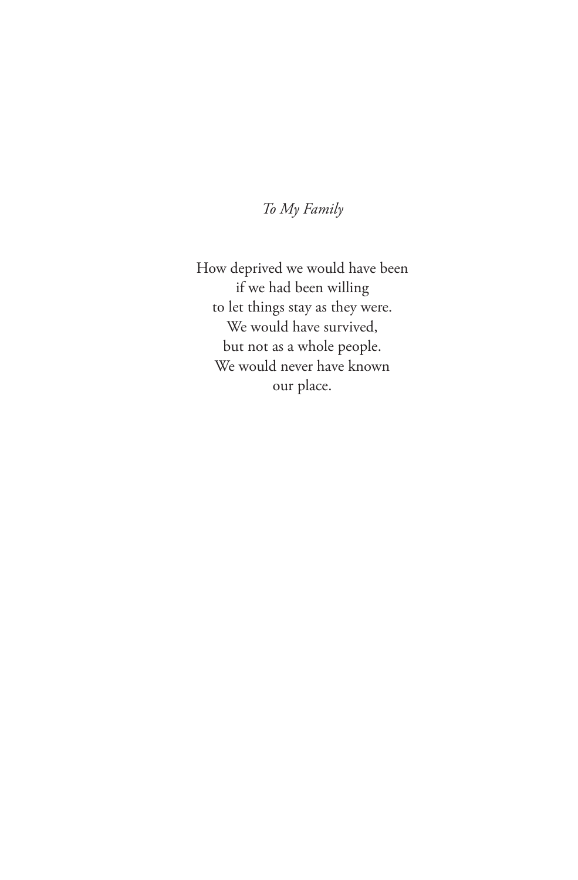*To My Family*

How deprived we would have been  
if we had been willing  
to let things stay as they were.  
We would have survived,  
but not as a whole people.  
We would never have known  
our place.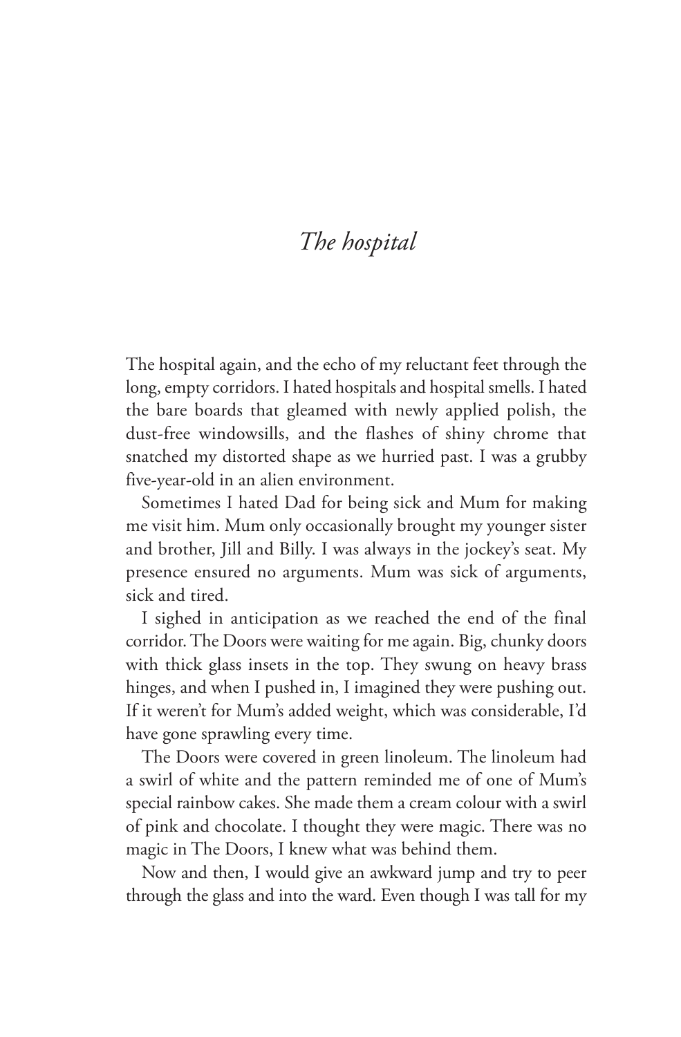# *The hospital*

The hospital again, and the echo of my reluctant feet through the long, empty corridors. I hated hospitals and hospital smells. I hated the bare boards that gleamed with newly applied polish, the dust-free windowsills, and the flashes of shiny chrome that snatched my distorted shape as we hurried past. I was a grubby five-year-old in an alien environment.

Sometimes I hated Dad for being sick and Mum for making me visit him. Mum only occasionally brought my younger sister and brother, Jill and Billy. I was always in the jockey's seat. My presence ensured no arguments. Mum was sick of arguments, sick and tired.

I sighed in anticipation as we reached the end of the final corridor. The Doors were waiting for me again. Big, chunky doors with thick glass insets in the top. They swung on heavy brass hinges, and when I pushed in, I imagined they were pushing out. If it weren't for Mum's added weight, which was considerable, I'd have gone sprawling every time.

The Doors were covered in green linoleum. The linoleum had a swirl of white and the pattern reminded me of one of Mum's special rainbow cakes. She made them a cream colour with a swirl of pink and chocolate. I thought they were magic. There was no magic in The Doors, I knew what was behind them.

Now and then, I would give an awkward jump and try to peer through the glass and into the ward. Even though I was tall for my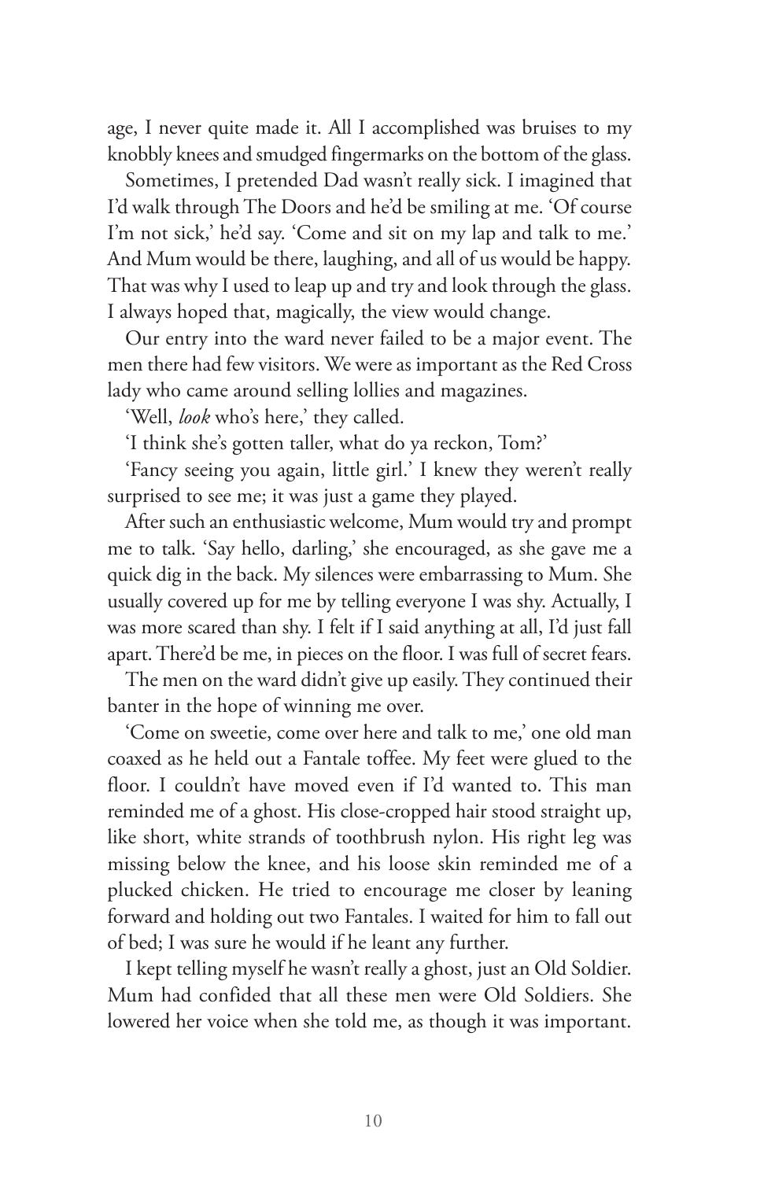age, I never quite made it. All I accomplished was bruises to my knobbly knees and smudged fingermarks on the bottom of the glass.

Sometimes, I pretended Dad wasn't really sick. I imagined that I'd walk through The Doors and he'd be smiling at me. 'Of course I'm not sick,' he'd say. 'Come and sit on my lap and talk to me.' And Mum would be there, laughing, and all of us would be happy. That was why I used to leap up and try and look through the glass. I always hoped that, magically, the view would change.

Our entry into the ward never failed to be a major event. The men there had few visitors. We were as important as the Red Cross lady who came around selling lollies and magazines.

'Well, *look* who's here,' they called.

'I think she's gotten taller, what do ya reckon, Tom?'

'Fancy seeing you again, little girl.' I knew they weren't really surprised to see me; it was just a game they played.

After such an enthusiastic welcome, Mum would try and prompt me to talk. 'Say hello, darling,' she encouraged, as she gave me a quick dig in the back. My silences were embarrassing to Mum. She usually covered up for me by telling everyone I was shy. Actually, I was more scared than shy. I felt if I said anything at all, I'd just fall apart. There'd be me, in pieces on the floor. I was full of secret fears.

The men on the ward didn't give up easily. They continued their banter in the hope of winning me over.

'Come on sweetie, come over here and talk to me,' one old man coaxed as he held out a Fantale toffee. My feet were glued to the floor. I couldn't have moved even if I'd wanted to. This man reminded me of a ghost. His close-cropped hair stood straight up, like short, white strands of toothbrush nylon. His right leg was missing below the knee, and his loose skin reminded me of a plucked chicken. He tried to encourage me closer by leaning forward and holding out two Fantales. I waited for him to fall out of bed; I was sure he would if he leant any further.

I kept telling myself he wasn't really a ghost, just an Old Soldier. Mum had confided that all these men were Old Soldiers. She lowered her voice when she told me, as though it was important.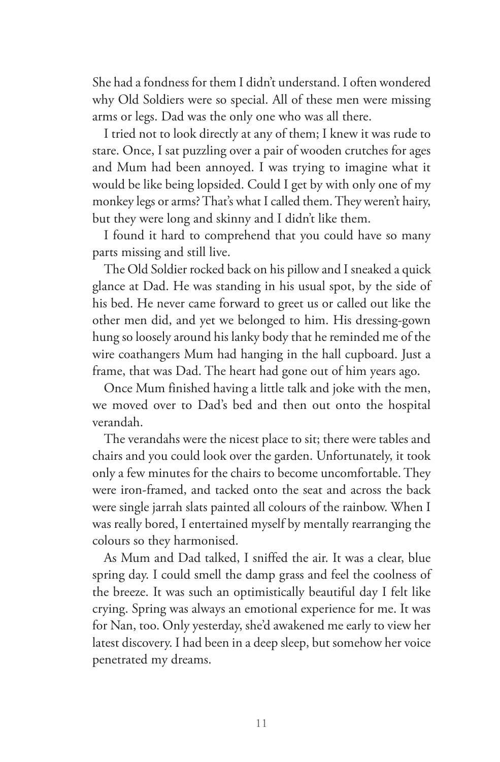She had a fondness for them I didn't understand. I often wondered why Old Soldiers were so special. All of these men were missing arms or legs. Dad was the only one who was all there.

I tried not to look directly at any of them; I knew it was rude to stare. Once, I sat puzzling over a pair of wooden crutches for ages and Mum had been annoyed. I was trying to imagine what it would be like being lopsided. Could I get by with only one of my monkey legs or arms? That's what I called them. They weren't hairy, but they were long and skinny and I didn't like them.

I found it hard to comprehend that you could have so many parts missing and still live.

The Old Soldier rocked back on his pillow and I sneaked a quick glance at Dad. He was standing in his usual spot, by the side of his bed. He never came forward to greet us or called out like the other men did, and yet we belonged to him. His dressing-gown hung so loosely around his lanky body that he reminded me of the wire coathangers Mum had hanging in the hall cupboard. Just a frame, that was Dad. The heart had gone out of him years ago.

Once Mum finished having a little talk and joke with the men, we moved over to Dad's bed and then out onto the hospital verandah.

The verandahs were the nicest place to sit; there were tables and chairs and you could look over the garden. Unfortunately, it took only a few minutes for the chairs to become uncomfortable. They were iron-framed, and tacked onto the seat and across the back were single jarrah slats painted all colours of the rainbow. When I was really bored, I entertained myself by mentally rearranging the colours so they harmonised.

As Mum and Dad talked, I sniffed the air. It was a clear, blue spring day. I could smell the damp grass and feel the coolness of the breeze. It was such an optimistically beautiful day I felt like crying. Spring was always an emotional experience for me. It was for Nan, too. Only yesterday, she'd awakened me early to view her latest discovery. I had been in a deep sleep, but somehow her voice penetrated my dreams.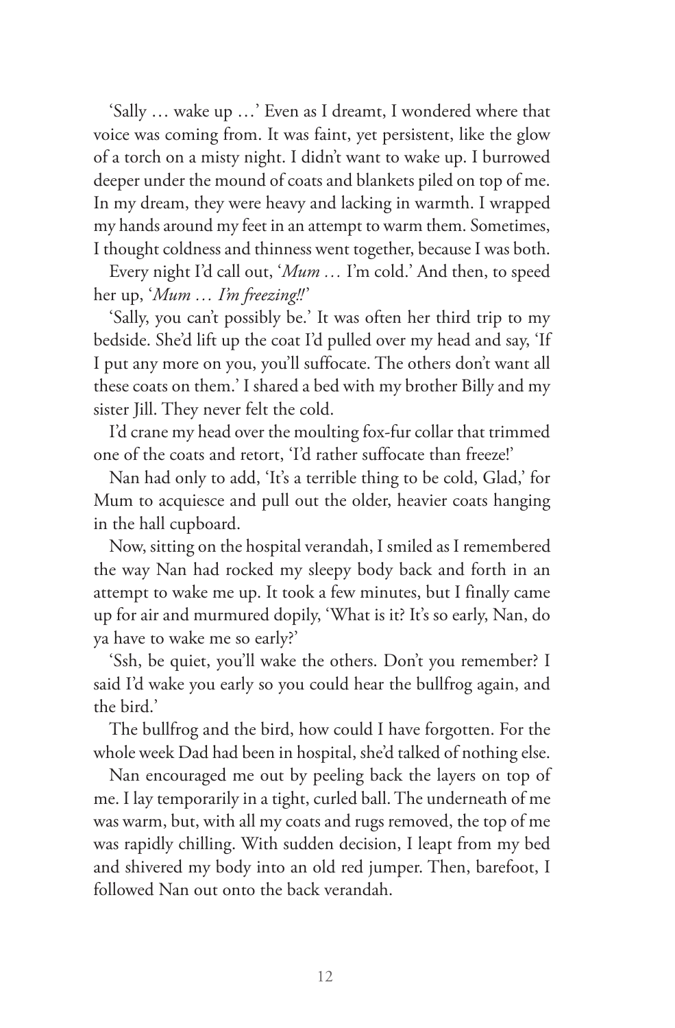'Sally … wake up …' Even as I dreamt, I wondered where that voice was coming from. It was faint, yet persistent, like the glow of a torch on a misty night. I didn't want to wake up. I burrowed deeper under the mound of coats and blankets piled on top of me. In my dream, they were heavy and lacking in warmth. I wrapped my hands around my feet in an attempt to warm them. Sometimes, I thought coldness and thinness went together, because I was both.

Every night I'd call out, '*Mum …* I'm cold.' And then, to speed her up, '*Mum … I'm freezing!!*'

'Sally, you can't possibly be.' It was often her third trip to my bedside. She'd lift up the coat I'd pulled over my head and say, 'If I put any more on you, you'll suffocate. The others don't want all these coats on them.' I shared a bed with my brother Billy and my sister Jill. They never felt the cold.

I'd crane my head over the moulting fox-fur collar that trimmed one of the coats and retort, 'I'd rather suffocate than freeze!'

Nan had only to add, 'It's a terrible thing to be cold, Glad,' for Mum to acquiesce and pull out the older, heavier coats hanging in the hall cupboard.

Now, sitting on the hospital verandah, I smiled as I remembered the way Nan had rocked my sleepy body back and forth in an attempt to wake me up. It took a few minutes, but I finally came up for air and murmured dopily, 'What is it? It's so early, Nan, do ya have to wake me so early?'

'Ssh, be quiet, you'll wake the others. Don't you remember? I said I'd wake you early so you could hear the bullfrog again, and the bird.'

The bullfrog and the bird, how could I have forgotten. For the whole week Dad had been in hospital, she'd talked of nothing else.

Nan encouraged me out by peeling back the layers on top of me. I lay temporarily in a tight, curled ball. The underneath of me was warm, but, with all my coats and rugs removed, the top of me was rapidly chilling. With sudden decision, I leapt from my bed and shivered my body into an old red jumper. Then, barefoot, I followed Nan out onto the back verandah.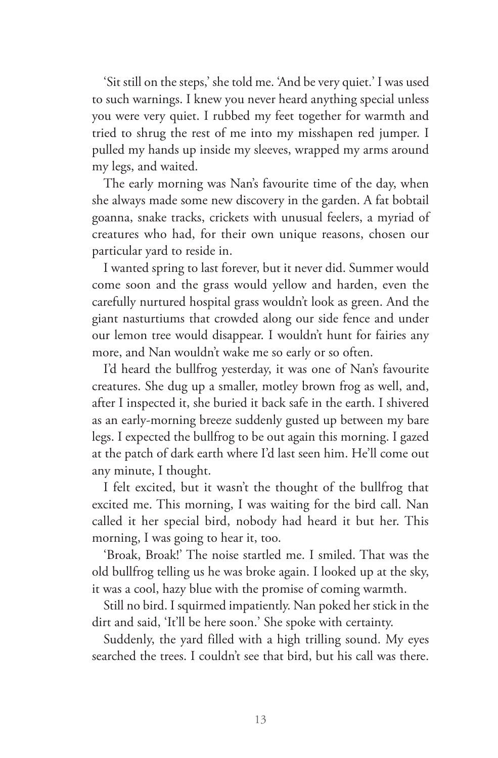'Sit still on the steps,' she told me. 'And be very quiet.' I was used to such warnings. I knew you never heard anything special unless you were very quiet. I rubbed my feet together for warmth and tried to shrug the rest of me into my misshapen red jumper. I pulled my hands up inside my sleeves, wrapped my arms around my legs, and waited.

The early morning was Nan's favourite time of the day, when she always made some new discovery in the garden. A fat bobtail goanna, snake tracks, crickets with unusual feelers, a myriad of creatures who had, for their own unique reasons, chosen our particular yard to reside in.

I wanted spring to last forever, but it never did. Summer would come soon and the grass would yellow and harden, even the carefully nurtured hospital grass wouldn't look as green. And the giant nasturtiums that crowded along our side fence and under our lemon tree would disappear. I wouldn't hunt for fairies any more, and Nan wouldn't wake me so early or so often.

I'd heard the bullfrog yesterday, it was one of Nan's favourite creatures. She dug up a smaller, motley brown frog as well, and, after I inspected it, she buried it back safe in the earth. I shivered as an early-morning breeze suddenly gusted up between my bare legs. I expected the bullfrog to be out again this morning. I gazed at the patch of dark earth where I'd last seen him. He'll come out any minute, I thought.

I felt excited, but it wasn't the thought of the bullfrog that excited me. This morning, I was waiting for the bird call. Nan called it her special bird, nobody had heard it but her. This morning, I was going to hear it, too.

'Broak, Broak!' The noise startled me. I smiled. That was the old bullfrog telling us he was broke again. I looked up at the sky, it was a cool, hazy blue with the promise of coming warmth.

Still no bird. I squirmed impatiently. Nan poked her stick in the dirt and said, 'It'll be here soon.' She spoke with certainty.

Suddenly, the yard filled with a high trilling sound. My eyes searched the trees. I couldn't see that bird, but his call was there.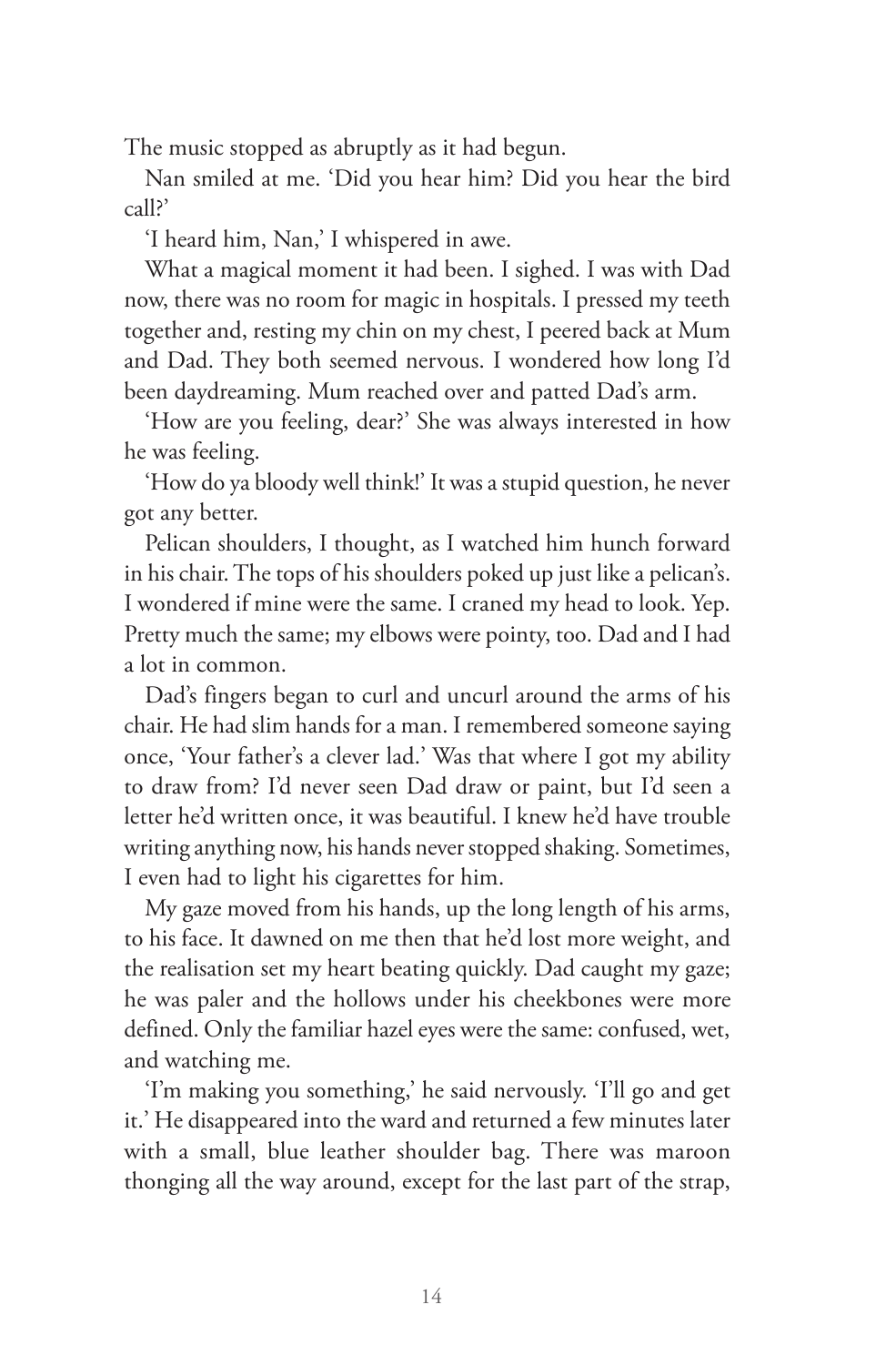The music stopped as abruptly as it had begun.

Nan smiled at me. 'Did you hear him? Did you hear the bird call?'

'I heard him, Nan,' I whispered in awe.

What a magical moment it had been. I sighed. I was with Dad now, there was no room for magic in hospitals. I pressed my teeth together and, resting my chin on my chest, I peered back at Mum and Dad. They both seemed nervous. I wondered how long I'd been daydreaming. Mum reached over and patted Dad's arm.

'How are you feeling, dear?' She was always interested in how he was feeling.

'How do ya bloody well think!' It was a stupid question, he never got any better.

Pelican shoulders, I thought, as I watched him hunch forward in his chair. The tops of his shoulders poked up just like a pelican's. I wondered if mine were the same. I craned my head to look. Yep. Pretty much the same; my elbows were pointy, too. Dad and I had a lot in common.

Dad's fingers began to curl and uncurl around the arms of his chair. He had slim hands for a man. I remembered someone saying once, 'Your father's a clever lad.' Was that where I got my ability to draw from? I'd never seen Dad draw or paint, but I'd seen a letter he'd written once, it was beautiful. I knew he'd have trouble writing anything now, his hands never stopped shaking. Sometimes, I even had to light his cigarettes for him.

My gaze moved from his hands, up the long length of his arms, to his face. It dawned on me then that he'd lost more weight, and the realisation set my heart beating quickly. Dad caught my gaze; he was paler and the hollows under his cheekbones were more defined. Only the familiar hazel eyes were the same: confused, wet, and watching me.

'I'm making you something,' he said nervously. 'I'll go and get it.' He disappeared into the ward and returned a few minutes later with a small, blue leather shoulder bag. There was maroon thonging all the way around, except for the last part of the strap,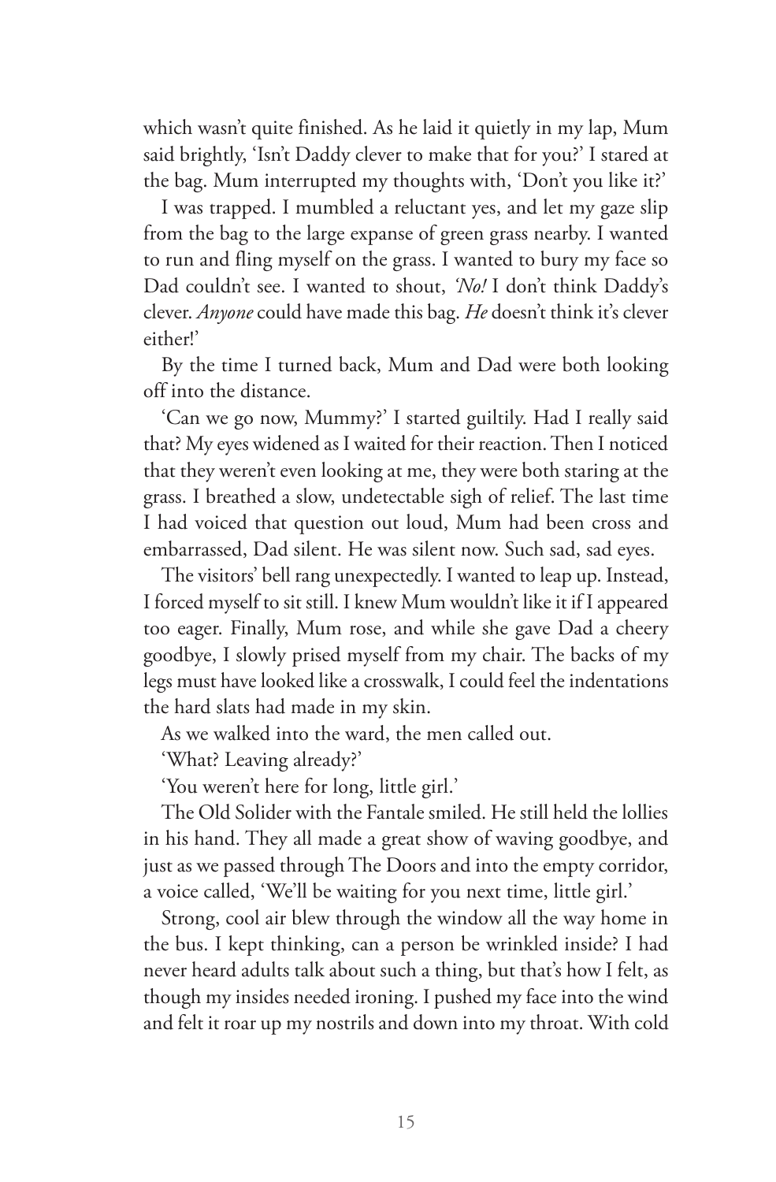which wasn't quite finished. As he laid it quietly in my lap, Mum said brightly, 'Isn't Daddy clever to make that for you?' I stared at the bag. Mum interrupted my thoughts with, 'Don't you like it?'

I was trapped. I mumbled a reluctant yes, and let my gaze slip from the bag to the large expanse of green grass nearby. I wanted to run and fling myself on the grass. I wanted to bury my face so Dad couldn't see. I wanted to shout, *'No!* I don't think Daddy's clever. *Anyone* could have made this bag. *He* doesn't think it's clever either!'

By the time I turned back, Mum and Dad were both looking off into the distance.

'Can we go now, Mummy?' I started guiltily. Had I really said that? My eyes widened as I waited for their reaction. Then I noticed that they weren't even looking at me, they were both staring at the grass. I breathed a slow, undetectable sigh of relief. The last time I had voiced that question out loud, Mum had been cross and embarrassed, Dad silent. He was silent now. Such sad, sad eyes.

The visitors' bell rang unexpectedly. I wanted to leap up. Instead, I forced myself to sit still. I knew Mum wouldn't like it if I appeared too eager. Finally, Mum rose, and while she gave Dad a cheery goodbye, I slowly prised myself from my chair. The backs of my legs must have looked like a crosswalk, I could feel the indentations the hard slats had made in my skin.

As we walked into the ward, the men called out.

'What? Leaving already?'

'You weren't here for long, little girl.'

The Old Solider with the Fantale smiled. He still held the lollies in his hand. They all made a great show of waving goodbye, and just as we passed through The Doors and into the empty corridor, a voice called, 'We'll be waiting for you next time, little girl.'

Strong, cool air blew through the window all the way home in the bus. I kept thinking, can a person be wrinkled inside? I had never heard adults talk about such a thing, but that's how I felt, as though my insides needed ironing. I pushed my face into the wind and felt it roar up my nostrils and down into my throat. With cold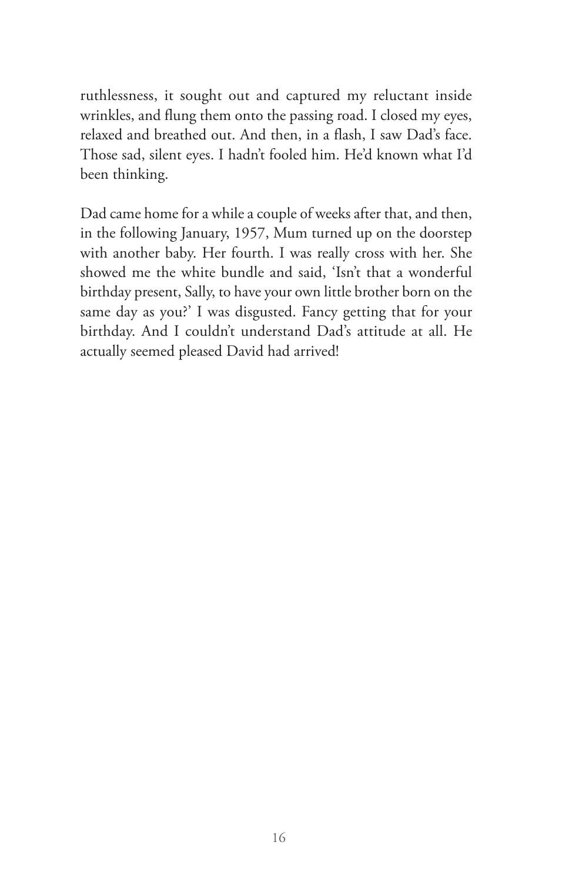ruthlessness, it sought out and captured my reluctant inside wrinkles, and flung them onto the passing road. I closed my eyes, relaxed and breathed out. And then, in a flash, I saw Dad's face. Those sad, silent eyes. I hadn't fooled him. He'd known what I'd been thinking.

Dad came home for a while a couple of weeks after that, and then, in the following January, 1957, Mum turned up on the doorstep with another baby. Her fourth. I was really cross with her. She showed me the white bundle and said, 'Isn't that a wonderful birthday present, Sally, to have your own little brother born on the same day as you?' I was disgusted. Fancy getting that for your birthday. And I couldn't understand Dad's attitude at all. He actually seemed pleased David had arrived!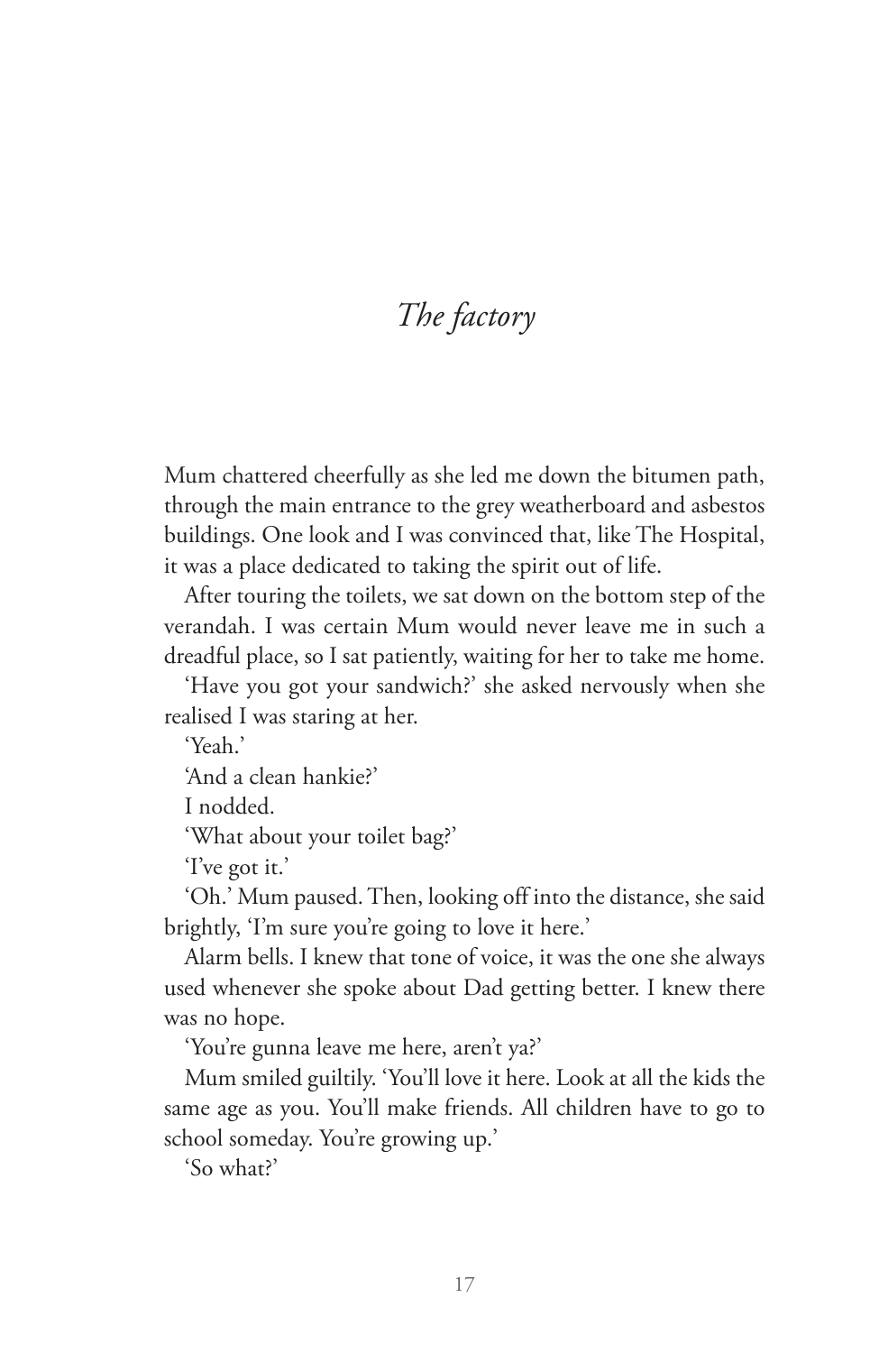# *The factory*

Mum chattered cheerfully as she led me down the bitumen path, through the main entrance to the grey weatherboard and asbestos buildings. One look and I was convinced that, like The Hospital, it was a place dedicated to taking the spirit out of life.

After touring the toilets, we sat down on the bottom step of the verandah. I was certain Mum would never leave me in such a dreadful place, so I sat patiently, waiting for her to take me home.

'Have you got your sandwich?' she asked nervously when she realised I was staring at her.

'Yeah.'

'And a clean hankie?'

I nodded.

'What about your toilet bag?'

'I've got it.'

'Oh.' Mum paused. Then, looking off into the distance, she said brightly, 'I'm sure you're going to love it here.'

Alarm bells. I knew that tone of voice, it was the one she always used whenever she spoke about Dad getting better. I knew there was no hope.

'You're gunna leave me here, aren't ya?'

Mum smiled guiltily. 'You'll love it here. Look at all the kids the same age as you. You'll make friends. All children have to go to school someday. You're growing up.'

'So what?'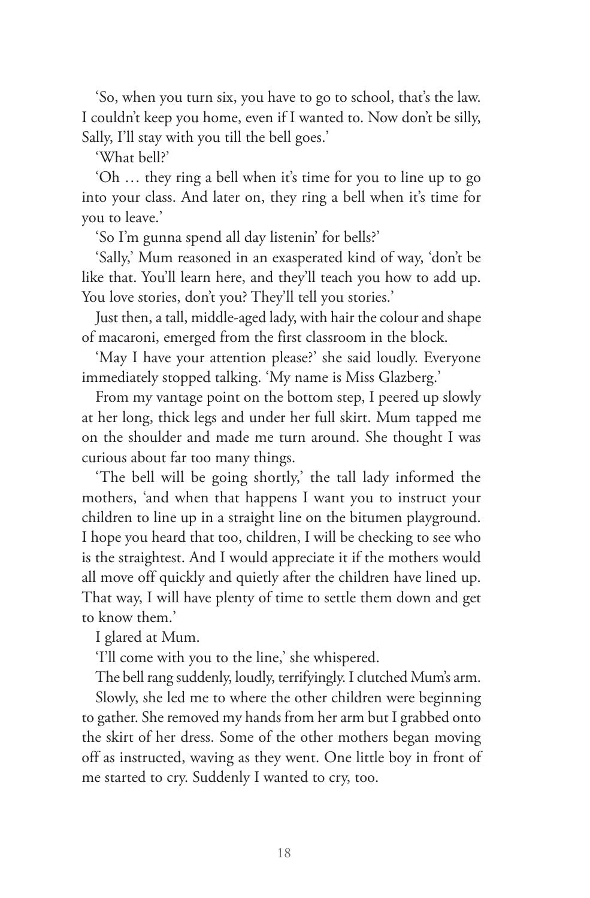'So, when you turn six, you have to go to school, that's the law. I couldn't keep you home, even if I wanted to. Now don't be silly, Sally, I'll stay with you till the bell goes.'

'What bell?'

'Oh … they ring a bell when it's time for you to line up to go into your class. And later on, they ring a bell when it's time for you to leave.'

'So I'm gunna spend all day listenin' for bells?'

'Sally,' Mum reasoned in an exasperated kind of way, 'don't be like that. You'll learn here, and they'll teach you how to add up. You love stories, don't you? They'll tell you stories.'

Just then, a tall, middle-aged lady, with hair the colour and shape of macaroni, emerged from the first classroom in the block.

'May I have your attention please?' she said loudly. Everyone immediately stopped talking. 'My name is Miss Glazberg.'

From my vantage point on the bottom step, I peered up slowly at her long, thick legs and under her full skirt. Mum tapped me on the shoulder and made me turn around. She thought I was curious about far too many things.

'The bell will be going shortly,' the tall lady informed the mothers, 'and when that happens I want you to instruct your children to line up in a straight line on the bitumen playground. I hope you heard that too, children, I will be checking to see who is the straightest. And I would appreciate it if the mothers would all move off quickly and quietly after the children have lined up. That way, I will have plenty of time to settle them down and get to know them.'

I glared at Mum.

'I'll come with you to the line,' she whispered.

The bell rang suddenly, loudly, terrifyingly. I clutched Mum's arm.

Slowly, she led me to where the other children were beginning to gather. She removed my hands from her arm but I grabbed onto the skirt of her dress. Some of the other mothers began moving off as instructed, waving as they went. One little boy in front of me started to cry. Suddenly I wanted to cry, too.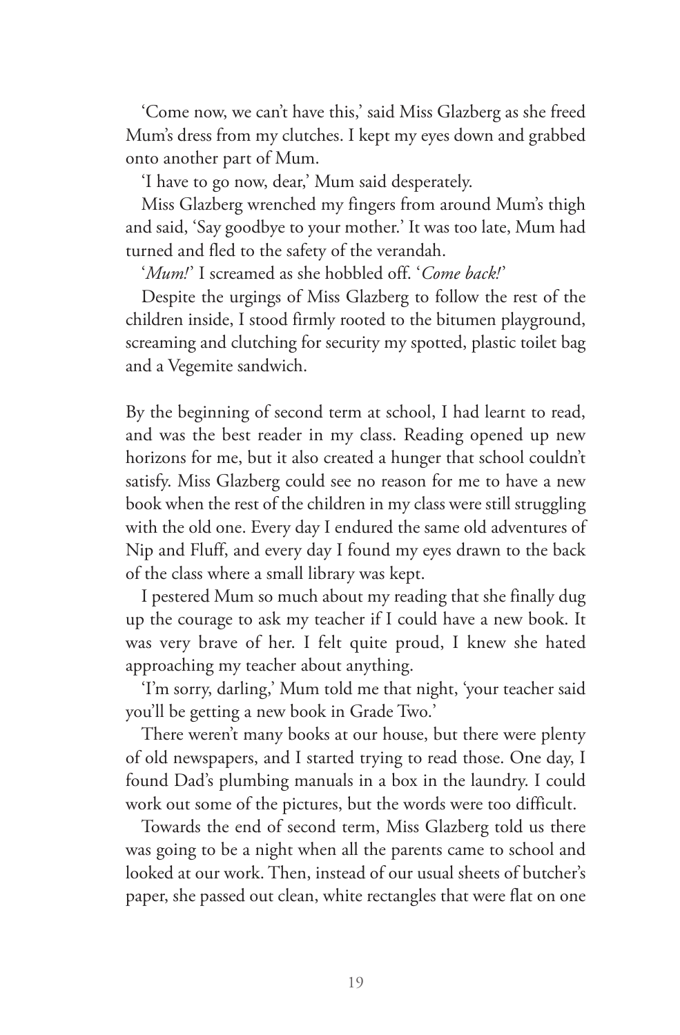'Come now, we can't have this,' said Miss Glazberg as she freed Mum's dress from my clutches. I kept my eyes down and grabbed onto another part of Mum.

'I have to go now, dear,' Mum said desperately.

Miss Glazberg wrenched my fingers from around Mum's thigh and said, 'Say goodbye to your mother.' It was too late, Mum had turned and fled to the safety of the verandah.

'*Mum!*' I screamed as she hobbled off. '*Come back!*'

Despite the urgings of Miss Glazberg to follow the rest of the children inside, I stood firmly rooted to the bitumen playground, screaming and clutching for security my spotted, plastic toilet bag and a Vegemite sandwich.

By the beginning of second term at school, I had learnt to read, and was the best reader in my class. Reading opened up new horizons for me, but it also created a hunger that school couldn't satisfy. Miss Glazberg could see no reason for me to have a new book when the rest of the children in my class were still struggling with the old one. Every day I endured the same old adventures of Nip and Fluff, and every day I found my eyes drawn to the back of the class where a small library was kept.

I pestered Mum so much about my reading that she finally dug up the courage to ask my teacher if I could have a new book. It was very brave of her. I felt quite proud, I knew she hated approaching my teacher about anything.

'I'm sorry, darling,' Mum told me that night, 'your teacher said you'll be getting a new book in Grade Two.'

There weren't many books at our house, but there were plenty of old newspapers, and I started trying to read those. One day, I found Dad's plumbing manuals in a box in the laundry. I could work out some of the pictures, but the words were too difficult.

Towards the end of second term, Miss Glazberg told us there was going to be a night when all the parents came to school and looked at our work. Then, instead of our usual sheets of butcher's paper, she passed out clean, white rectangles that were flat on one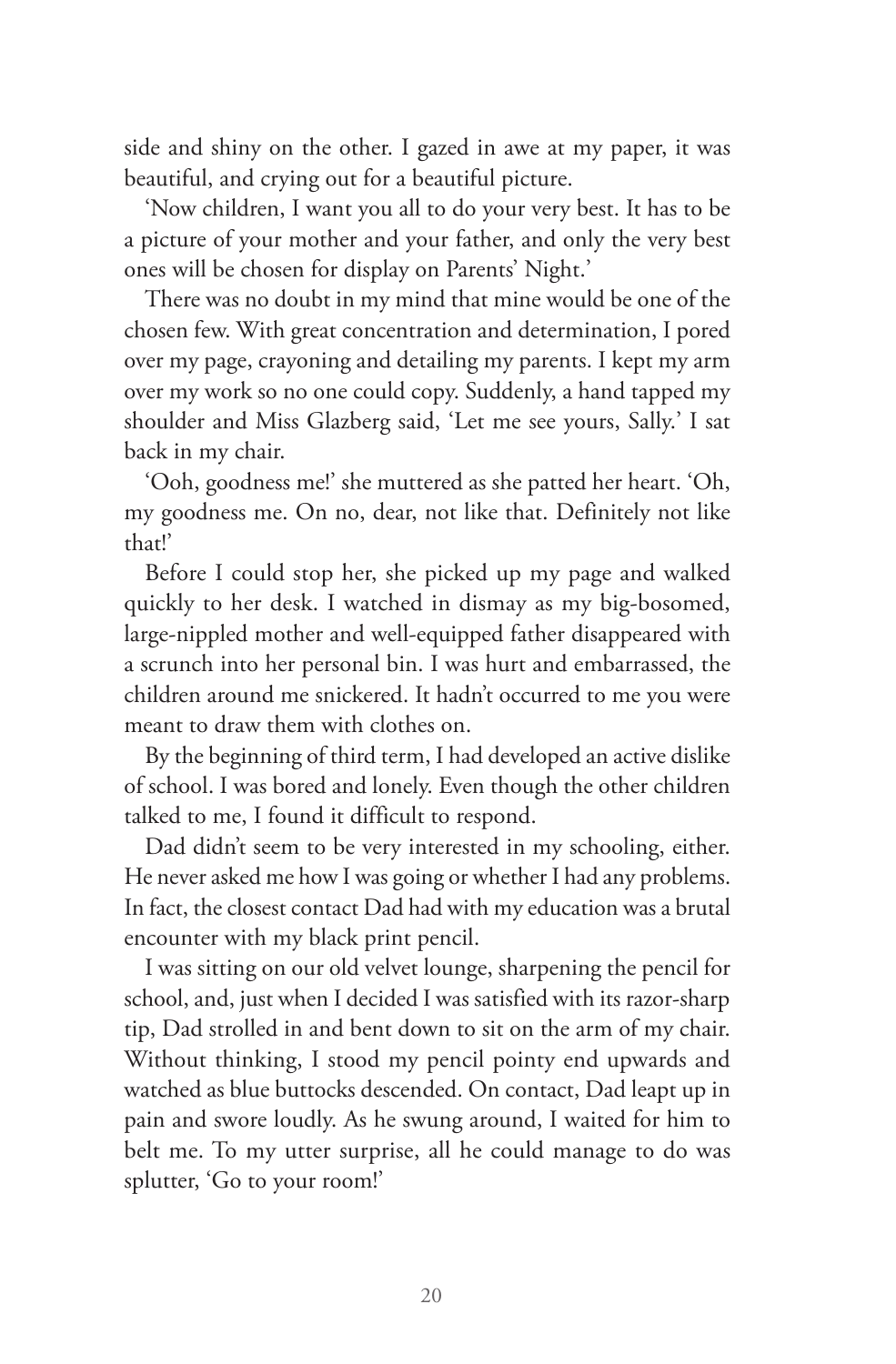side and shiny on the other. I gazed in awe at my paper, it was beautiful, and crying out for a beautiful picture.

'Now children, I want you all to do your very best. It has to be a picture of your mother and your father, and only the very best ones will be chosen for display on Parents' Night.'

There was no doubt in my mind that mine would be one of the chosen few. With great concentration and determination, I pored over my page, crayoning and detailing my parents. I kept my arm over my work so no one could copy. Suddenly, a hand tapped my shoulder and Miss Glazberg said, 'Let me see yours, Sally.' I sat back in my chair.

'Ooh, goodness me!' she muttered as she patted her heart. 'Oh, my goodness me. On no, dear, not like that. Definitely not like that!'

Before I could stop her, she picked up my page and walked quickly to her desk. I watched in dismay as my big-bosomed, large-nippled mother and well-equipped father disappeared with a scrunch into her personal bin. I was hurt and embarrassed, the children around me snickered. It hadn't occurred to me you were meant to draw them with clothes on.

By the beginning of third term, I had developed an active dislike of school. I was bored and lonely. Even though the other children talked to me, I found it difficult to respond.

Dad didn't seem to be very interested in my schooling, either. He never asked me how I was going or whether I had any problems. In fact, the closest contact Dad had with my education was a brutal encounter with my black print pencil.

I was sitting on our old velvet lounge, sharpening the pencil for school, and, just when I decided I was satisfied with its razor-sharp tip, Dad strolled in and bent down to sit on the arm of my chair. Without thinking, I stood my pencil pointy end upwards and watched as blue buttocks descended. On contact, Dad leapt up in pain and swore loudly. As he swung around, I waited for him to belt me. To my utter surprise, all he could manage to do was splutter, 'Go to your room!'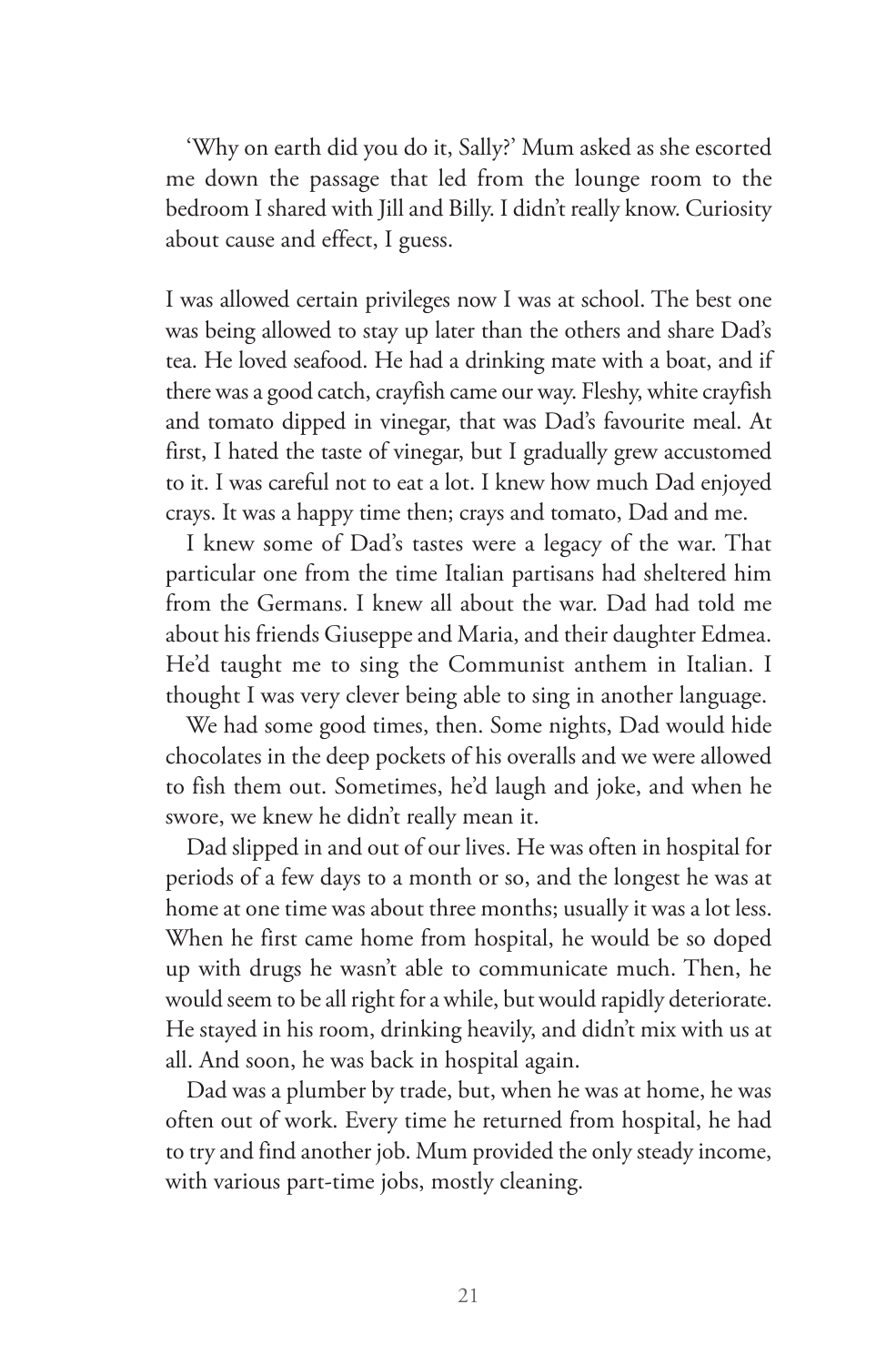'Why on earth did you do it, Sally?' Mum asked as she escorted me down the passage that led from the lounge room to the bedroom I shared with Jill and Billy. I didn't really know. Curiosity about cause and effect, I guess.

I was allowed certain privileges now I was at school. The best one was being allowed to stay up later than the others and share Dad's tea. He loved seafood. He had a drinking mate with a boat, and if there was a good catch, crayfish came our way. Fleshy, white crayfish and tomato dipped in vinegar, that was Dad's favourite meal. At first, I hated the taste of vinegar, but I gradually grew accustomed to it. I was careful not to eat a lot. I knew how much Dad enjoyed crays. It was a happy time then; crays and tomato, Dad and me.

I knew some of Dad's tastes were a legacy of the war. That particular one from the time Italian partisans had sheltered him from the Germans. I knew all about the war. Dad had told me about his friends Giuseppe and Maria, and their daughter Edmea. He'd taught me to sing the Communist anthem in Italian. I thought I was very clever being able to sing in another language.

We had some good times, then. Some nights, Dad would hide chocolates in the deep pockets of his overalls and we were allowed to fish them out. Sometimes, he'd laugh and joke, and when he swore, we knew he didn't really mean it.

Dad slipped in and out of our lives. He was often in hospital for periods of a few days to a month or so, and the longest he was at home at one time was about three months; usually it was a lot less. When he first came home from hospital, he would be so doped up with drugs he wasn't able to communicate much. Then, he would seem to be all right for a while, but would rapidly deteriorate. He stayed in his room, drinking heavily, and didn't mix with us at all. And soon, he was back in hospital again.

Dad was a plumber by trade, but, when he was at home, he was often out of work. Every time he returned from hospital, he had to try and find another job. Mum provided the only steady income, with various part-time jobs, mostly cleaning.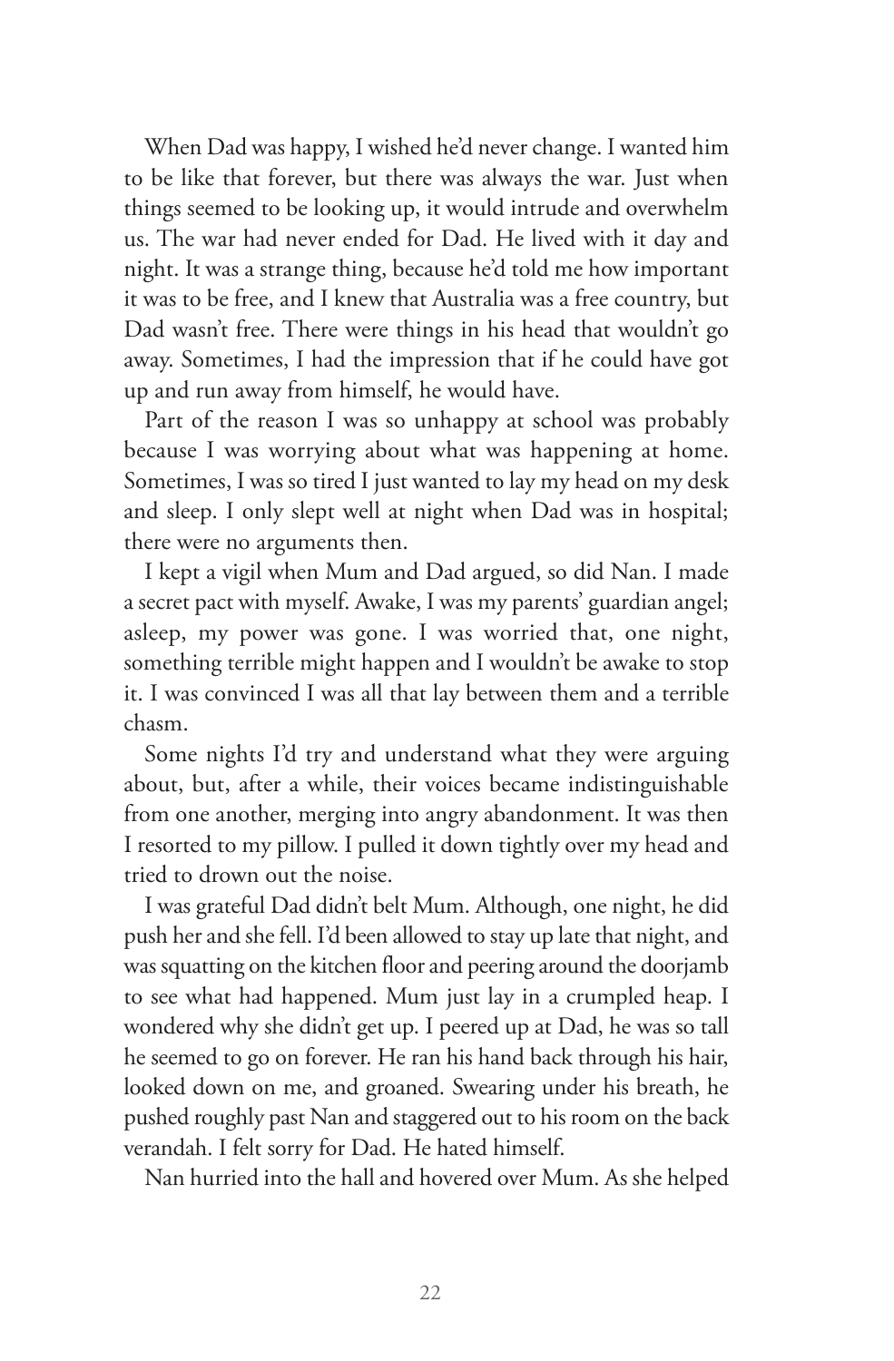When Dad was happy, I wished he'd never change. I wanted him to be like that forever, but there was always the war. Just when things seemed to be looking up, it would intrude and overwhelm us. The war had never ended for Dad. He lived with it day and night. It was a strange thing, because he'd told me how important it was to be free, and I knew that Australia was a free country, but Dad wasn't free. There were things in his head that wouldn't go away. Sometimes, I had the impression that if he could have got up and run away from himself, he would have.

Part of the reason I was so unhappy at school was probably because I was worrying about what was happening at home. Sometimes, I was so tired I just wanted to lay my head on my desk and sleep. I only slept well at night when Dad was in hospital; there were no arguments then.

I kept a vigil when Mum and Dad argued, so did Nan. I made a secret pact with myself. Awake, I was my parents' guardian angel; asleep, my power was gone. I was worried that, one night, something terrible might happen and I wouldn't be awake to stop it. I was convinced I was all that lay between them and a terrible chasm.

Some nights I'd try and understand what they were arguing about, but, after a while, their voices became indistinguishable from one another, merging into angry abandonment. It was then I resorted to my pillow. I pulled it down tightly over my head and tried to drown out the noise.

I was grateful Dad didn't belt Mum. Although, one night, he did push her and she fell. I'd been allowed to stay up late that night, and was squatting on the kitchen floor and peering around the doorjamb to see what had happened. Mum just lay in a crumpled heap. I wondered why she didn't get up. I peered up at Dad, he was so tall he seemed to go on forever. He ran his hand back through his hair, looked down on me, and groaned. Swearing under his breath, he pushed roughly past Nan and staggered out to his room on the back verandah. I felt sorry for Dad. He hated himself.

Nan hurried into the hall and hovered over Mum. As she helped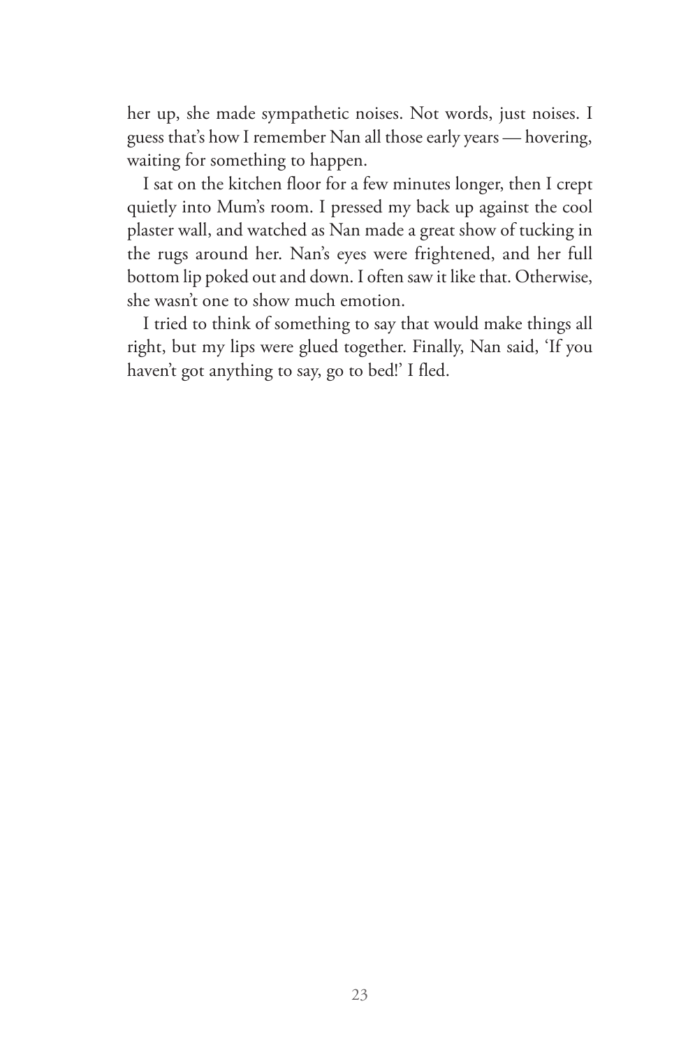her up, she made sympathetic noises. Not words, just noises. I guess that's how I remember Nan all those early years — hovering, waiting for something to happen.

I sat on the kitchen floor for a few minutes longer, then I crept quietly into Mum's room. I pressed my back up against the cool plaster wall, and watched as Nan made a great show of tucking in the rugs around her. Nan's eyes were frightened, and her full bottom lip poked out and down. I often saw it like that. Otherwise, she wasn't one to show much emotion.

I tried to think of something to say that would make things all right, but my lips were glued together. Finally, Nan said, 'If you haven't got anything to say, go to bed!' I fled.